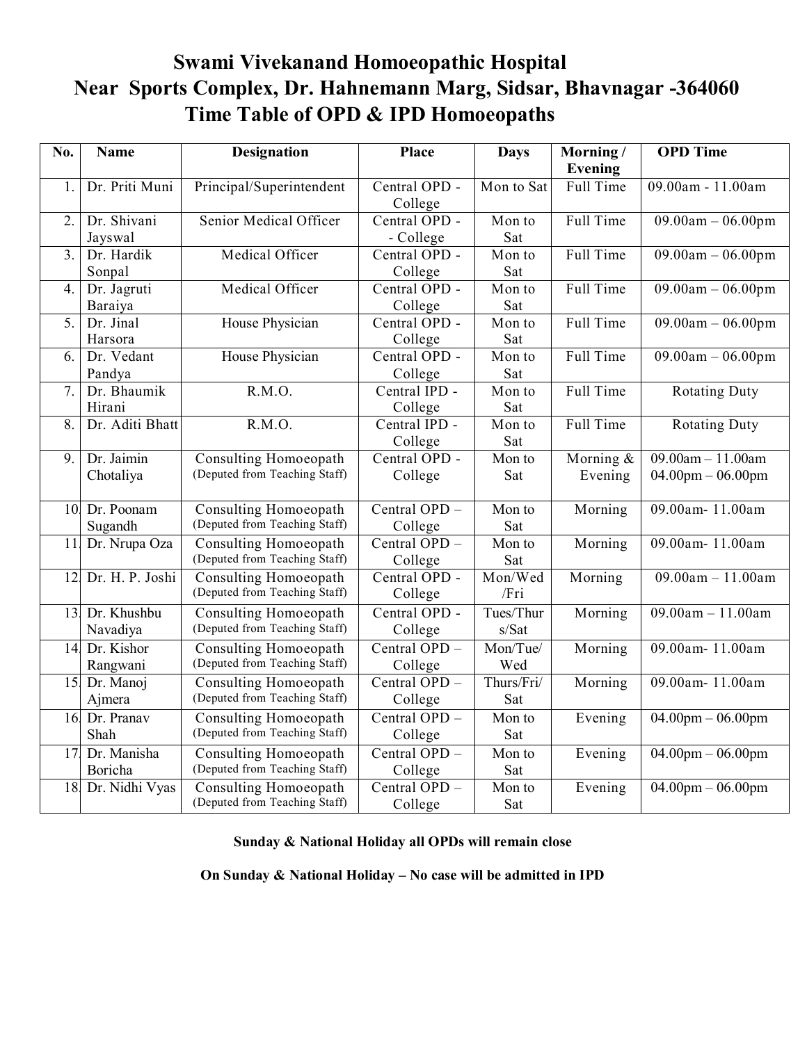# Swami Vivekanand Homoeopathic Hospital

## Near Sports Complex, Dr. Hahnemann Marg, Sidsar, Bhavnagar -364060

## Time Table of OPD & IPD Homoeopaths

| No. | Name | Designation | Place | Days | Morning / Evening | OPD Time |
|---|---|---|---|---|---|---|
| 1. | Dr. Priti Muni | Principal/Superintendent | Central OPD - College | Mon to Sat | Full Time | 09.00am - 11.00am |
| 2. | Dr. Shivani Jayswal | Senior Medical Officer | Central OPD - - College | Mon to Sat | Full Time | 09.00am – 06.00pm |
| 3. | Dr. Hardik Sonpal | Medical Officer | Central OPD - College | Mon to Sat | Full Time | 09.00am – 06.00pm |
| 4. | Dr. Jagruti Baraiya | Medical Officer | Central OPD - College | Mon to Sat | Full Time | 09.00am – 06.00pm |
| 5. | Dr. Jinal Harsora | House Physician | Central OPD - College | Mon to Sat | Full Time | 09.00am – 06.00pm |
| 6. | Dr. Vedant Pandya | House Physician | Central OPD - College | Mon to Sat | Full Time | 09.00am – 06.00pm |
| 7. | Dr. Bhaumik Hirani | R.M.O. | Central IPD - College | Mon to Sat | Full Time | Rotating Duty |
| 8. | Dr. Aditi Bhatt | R.M.O. | Central IPD - College | Mon to Sat | Full Time | Rotating Duty |
| 9. | Dr. Jaimin Chotaliya | Consulting Homoeopath (Deputed from Teaching Staff) | Central OPD - College | Mon to Sat | Morning & Evening | 09.00am – 11.00am 04.00pm – 06.00pm |
| 10. | Dr. Poonam Sugandh | Consulting Homoeopath (Deputed from Teaching Staff) | Central OPD – College | Mon to Sat | Morning | 09.00am- 11.00am |
| 11. | Dr. Nrupa Oza | Consulting Homoeopath (Deputed from Teaching Staff) | Central OPD – College | Mon to Sat | Morning | 09.00am- 11.00am |
| 12. | Dr. H. P. Joshi | Consulting Homoeopath (Deputed from Teaching Staff) | Central OPD - College | Mon/Wed /Fri | Morning | 09.00am – 11.00am |
| 13. | Dr. Khushbu Navadiya | Consulting Homoeopath (Deputed from Teaching Staff) | Central OPD - College | Tues/Thur s/Sat | Morning | 09.00am – 11.00am |
| 14. | Dr. Kishor Rangwani | Consulting Homoeopath (Deputed from Teaching Staff) | Central OPD – College | Mon/Tue/ Wed | Morning | 09.00am- 11.00am |
| 15. | Dr. Manoj Ajmera | Consulting Homoeopath (Deputed from Teaching Staff) | Central OPD – College | Thurs/Fri/ Sat | Morning | 09.00am- 11.00am |
| 16. | Dr. Pranav Shah | Consulting Homoeopath (Deputed from Teaching Staff) | Central OPD – College | Mon to Sat | Evening | 04.00pm – 06.00pm |
| 17. | Dr. Manisha Boricha | Consulting Homoeopath (Deputed from Teaching Staff) | Central OPD – College | Mon to Sat | Evening | 04.00pm – 06.00pm |
| 18. | Dr. Nidhi Vyas | Consulting Homoeopath (Deputed from Teaching Staff) | Central OPD – College | Mon to Sat | Evening | 04.00pm – 06.00pm |

**Sunday & National Holiday all OPDs will remain close**

**On Sunday & National Holiday – No case will be admitted in IPD**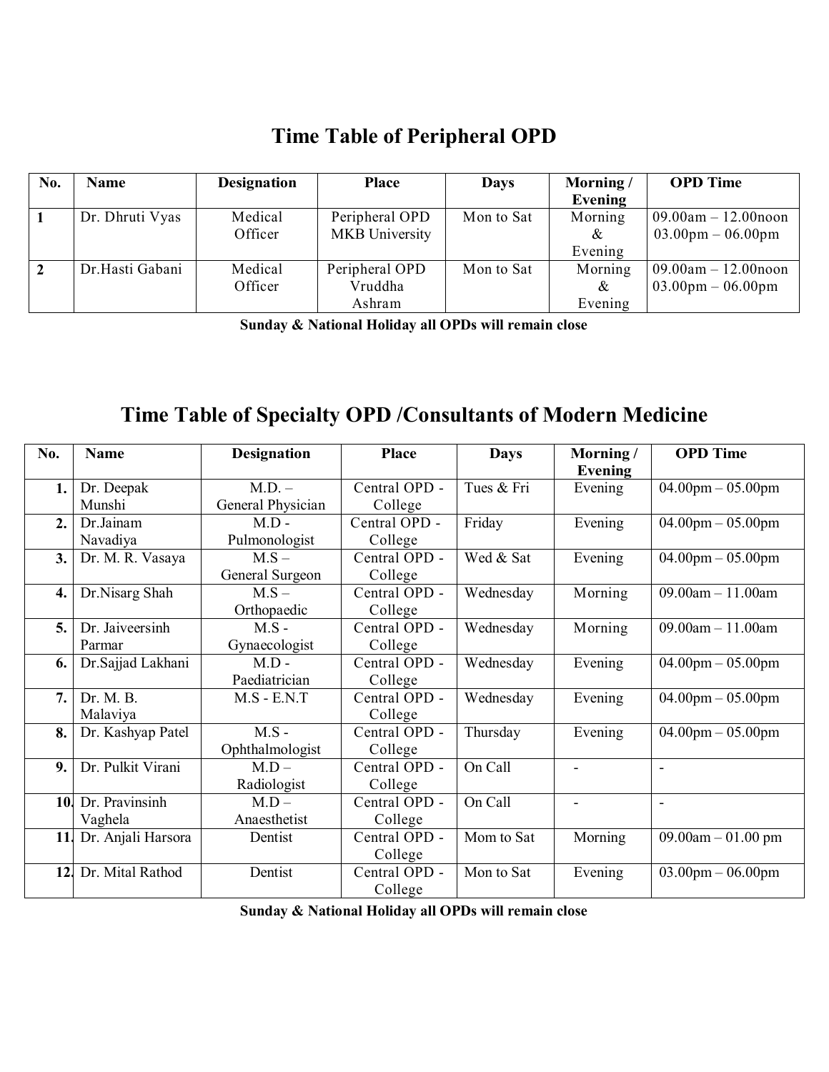# Time Table of Peripheral OPD

| No. | Name | Designation | Place | Days | Morning / Evening | OPD Time |
|---|---|---|---|---|---|---|
| 1 | Dr. Dhruti Vyas | Medical Officer | Peripheral OPD MKB University | Mon to Sat | Morning & Evening | 09.00am – 12.00noon 03.00pm – 06.00pm |
| 2 | Dr.Hasti Gabani | Medical Officer | Peripheral OPD Vruddha Ashram | Mon to Sat | Morning & Evening | 09.00am – 12.00noon 03.00pm – 06.00pm |

**Sunday & National Holiday all OPDs will remain close**

# Time Table of Specialty OPD /Consultants of Modern Medicine

| No. | Name | Designation | Place | Days | Morning / Evening | OPD Time |
|---|---|---|---|---|---|---|
| 1. | Dr. Deepak Munshi | M.D. – General Physician | Central OPD - College | Tues & Fri | Evening | 04.00pm – 05.00pm |
| 2. | Dr.Jainam Navadiya | M.D - Pulmonologist | Central OPD - College | Friday | Evening | 04.00pm – 05.00pm |
| 3. | Dr. M. R. Vasaya | M.S – General Surgeon | Central OPD - College | Wed & Sat | Evening | 04.00pm – 05.00pm |
| 4. | Dr.Nisarg Shah | M.S – Orthopaedic | Central OPD - College | Wednesday | Morning | 09.00am – 11.00am |
| 5. | Dr. Jaiveersinh Parmar | M.S - Gynaecologist | Central OPD - College | Wednesday | Morning | 09.00am – 11.00am |
| 6. | Dr.Sajjad Lakhani | M.D - Paediatrician | Central OPD - College | Wednesday | Evening | 04.00pm – 05.00pm |
| 7. | Dr. M. B. Malaviya | M.S - E.N.T | Central OPD - College | Wednesday | Evening | 04.00pm – 05.00pm |
| 8. | Dr. Kashyap Patel | M.S - Ophthalmologist | Central OPD - College | Thursday | Evening | 04.00pm – 05.00pm |
| 9. | Dr. Pulkit Virani | M.D – Radiologist | Central OPD - College | On Call | - | - |
| 10. | Dr. Pravinsinh Vaghela | M.D – Anaesthetist | Central OPD - College | On Call | - | - |
| 11. | Dr. Anjali Harsora | Dentist | Central OPD - College | Mom to Sat | Morning | 09.00am – 01.00 pm |
| 12. | Dr. Mital Rathod | Dentist | Central OPD - College | Mon to Sat | Evening | 03.00pm – 06.00pm |

**Sunday & National Holiday all OPDs will remain close**